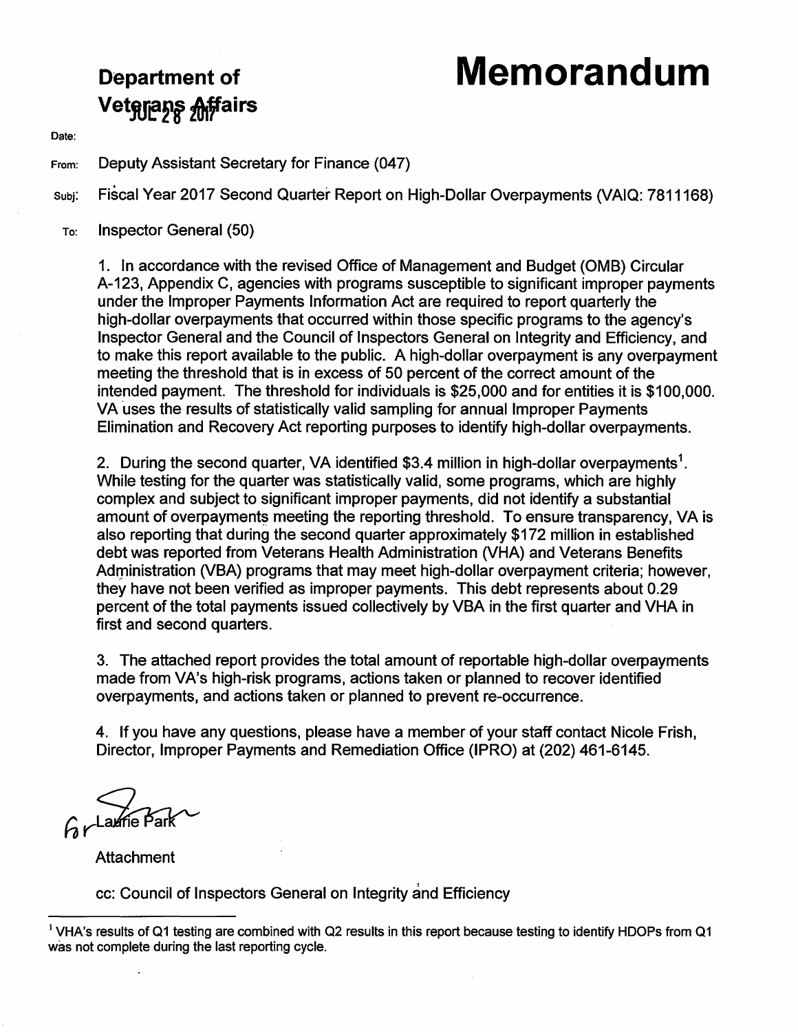# Department of Veterans Affairs

# Memorandum

Date: JUL 28 2017

From: Deputy Assistant Secretary for Finance (047)

Subj: Fiscal Year 2017 Second Quarter Report on High-Dollar Overpayments (VAIQ: 7811168)

To: Inspector General (50)

1. In accordance with the revised Office of Management and Budget (OMB) Circular A-123, Appendix C, agencies with programs susceptible to significant improper payments under the Improper Payments Information Act are required to report quarterly the high-dollar overpayments that occurred within those specific programs to the agency's Inspector General and the Council of Inspectors General on Integrity and Efficiency, and to make this report available to the public. A high-dollar overpayment is any overpayment meeting the threshold that is in excess of 50 percent of the correct amount of the intended payment. The threshold for individuals is $25,000 and for entities it is $100,000. VA uses the results of statistically valid sampling for annual Improper Payments Elimination and Recovery Act reporting purposes to identify high-dollar overpayments.

2. During the second quarter, VA identified $3.4 million in high-dollar overpayments[1]. While testing for the quarter was statistically valid, some programs, which are highly complex and subject to significant improper payments, did not identify a substantial amount of overpayments meeting the reporting threshold. To ensure transparency, VA is also reporting that during the second quarter approximately $172 million in established debt was reported from Veterans Health Administration (VHA) and Veterans Benefits Administration (VBA) programs that may meet high-dollar overpayment criteria; however, they have not been verified as improper payments. This debt represents about 0.29 percent of the total payments issued collectively by VBA in the first quarter and VHA in first and second quarters.

3. The attached report provides the total amount of reportable high-dollar overpayments made from VA's high-risk programs, actions taken or planned to recover identified overpayments, and actions taken or planned to prevent re-occurrence.

4. If you have any questions, please have a member of your staff contact Nicole Frish, Director, Improper Payments and Remediation Office (IPRO) at (202) 461-6145.

for Laurie Park

Attachment

cc: Council of Inspectors General on Integrity and Efficiency

---

[1] VHA's results of Q1 testing are combined with Q2 results in this report because testing to identify HDOPs from Q1 was not complete during the last reporting cycle.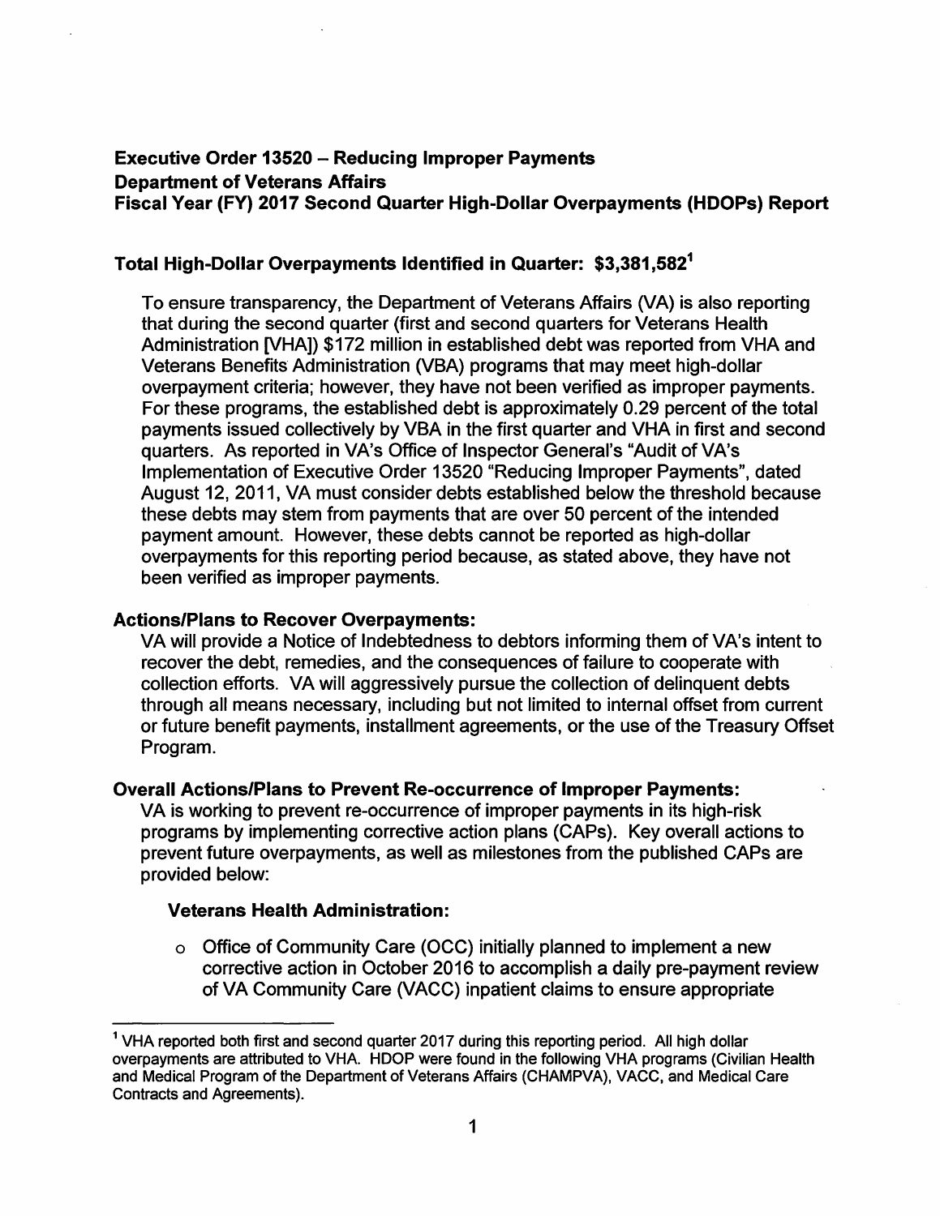## Executive Order 13520 – Reducing Improper Payments
## Department of Veterans Affairs
## Fiscal Year (FY) 2017 Second Quarter High-Dollar Overpayments (HDOPs) Report

### Total High-Dollar Overpayments Identified in Quarter: $3,381,582[1]

To ensure transparency, the Department of Veterans Affairs (VA) is also reporting that during the second quarter (first and second quarters for Veterans Health Administration [VHA]) $172 million in established debt was reported from VHA and Veterans Benefits Administration (VBA) programs that may meet high-dollar overpayment criteria; however, they have not been verified as improper payments. For these programs, the established debt is approximately 0.29 percent of the total payments issued collectively by VBA in the first quarter and VHA in first and second quarters. As reported in VA's Office of Inspector General's "Audit of VA's Implementation of Executive Order 13520 "Reducing Improper Payments", dated August 12, 2011, VA must consider debts established below the threshold because these debts may stem from payments that are over 50 percent of the intended payment amount. However, these debts cannot be reported as high-dollar overpayments for this reporting period because, as stated above, they have not been verified as improper payments.

### Actions/Plans to Recover Overpayments:

VA will provide a Notice of Indebtedness to debtors informing them of VA's intent to recover the debt, remedies, and the consequences of failure to cooperate with collection efforts. VA will aggressively pursue the collection of delinquent debts through all means necessary, including but not limited to internal offset from current or future benefit payments, installment agreements, or the use of the Treasury Offset Program.

### Overall Actions/Plans to Prevent Re-occurrence of Improper Payments:

VA is working to prevent re-occurrence of improper payments in its high-risk programs by implementing corrective action plans (CAPs). Key overall actions to prevent future overpayments, as well as milestones from the published CAPs are provided below:

#### Veterans Health Administration:

- Office of Community Care (OCC) initially planned to implement a new corrective action in October 2016 to accomplish a daily pre-payment review of VA Community Care (VACC) inpatient claims to ensure appropriate

[1] VHA reported both first and second quarter 2017 during this reporting period. All high dollar overpayments are attributed to VHA. HDOP were found in the following VHA programs (Civilian Health and Medical Program of the Department of Veterans Affairs (CHAMPVA), VACC, and Medical Care Contracts and Agreements).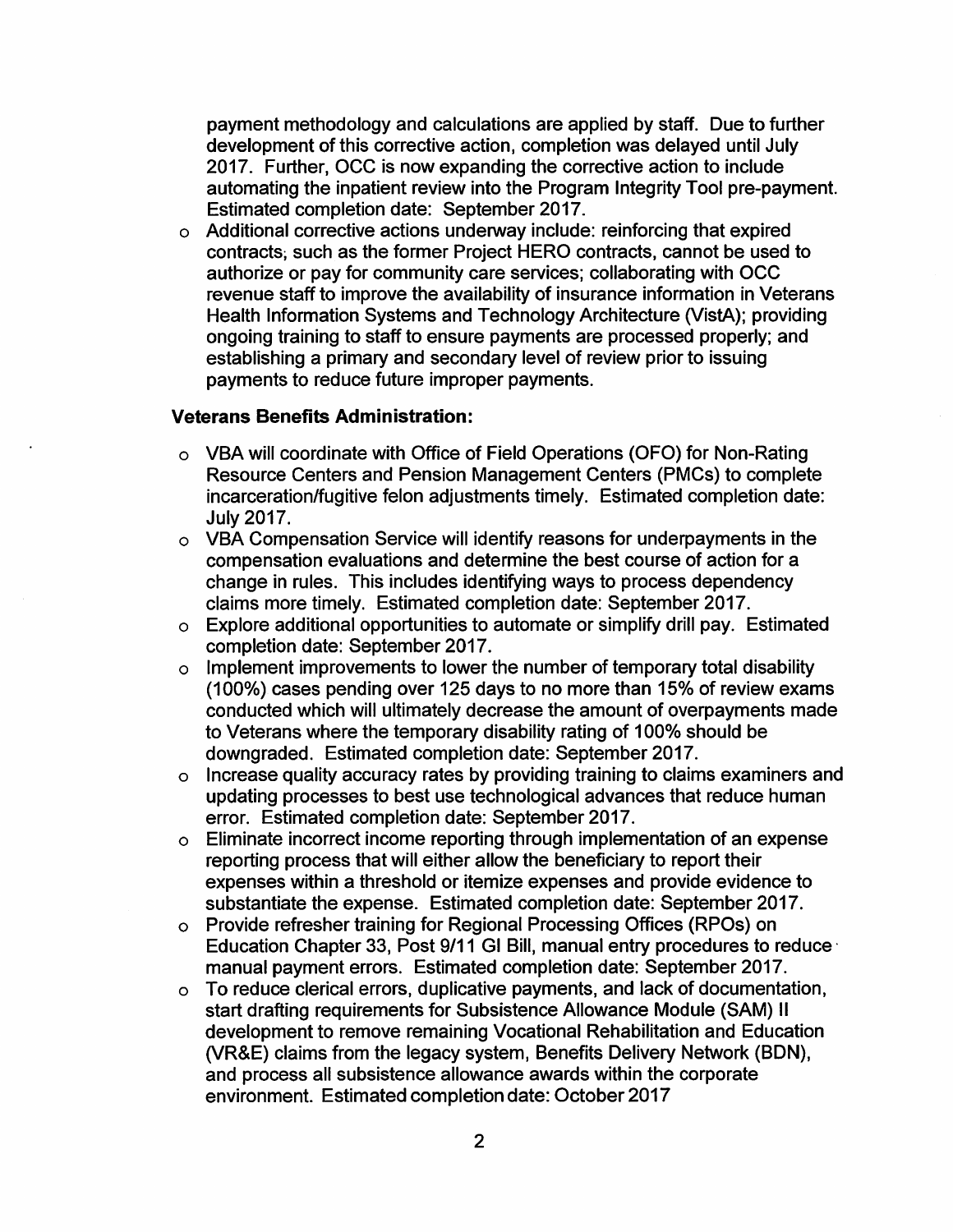payment methodology and calculations are applied by staff. Due to further development of this corrective action, completion was delayed until July 2017. Further, OCC is now expanding the corrective action to include automating the inpatient review into the Program Integrity Tool pre-payment. Estimated completion date: September 2017.

- Additional corrective actions underway include: reinforcing that expired contracts, such as the former Project HERO contracts, cannot be used to authorize or pay for community care services; collaborating with OCC revenue staff to improve the availability of insurance information in Veterans Health Information Systems and Technology Architecture (VistA); providing ongoing training to staff to ensure payments are processed properly; and establishing a primary and secondary level of review prior to issuing payments to reduce future improper payments.

**Veterans Benefits Administration:**

- VBA will coordinate with Office of Field Operations (OFO) for Non-Rating Resource Centers and Pension Management Centers (PMCs) to complete incarceration/fugitive felon adjustments timely. Estimated completion date: July 2017.
- VBA Compensation Service will identify reasons for underpayments in the compensation evaluations and determine the best course of action for a change in rules. This includes identifying ways to process dependency claims more timely. Estimated completion date: September 2017.
- Explore additional opportunities to automate or simplify drill pay. Estimated completion date: September 2017.
- Implement improvements to lower the number of temporary total disability (100%) cases pending over 125 days to no more than 15% of review exams conducted which will ultimately decrease the amount of overpayments made to Veterans where the temporary disability rating of 100% should be downgraded. Estimated completion date: September 2017.
- Increase quality accuracy rates by providing training to claims examiners and updating processes to best use technological advances that reduce human error. Estimated completion date: September 2017.
- Eliminate incorrect income reporting through implementation of an expense reporting process that will either allow the beneficiary to report their expenses within a threshold or itemize expenses and provide evidence to substantiate the expense. Estimated completion date: September 2017.
- Provide refresher training for Regional Processing Offices (RPOs) on Education Chapter 33, Post 9/11 GI Bill, manual entry procedures to reduce manual payment errors. Estimated completion date: September 2017.
- To reduce clerical errors, duplicative payments, and lack of documentation, start drafting requirements for Subsistence Allowance Module (SAM) II development to remove remaining Vocational Rehabilitation and Education (VR&E) claims from the legacy system, Benefits Delivery Network (BDN), and process all subsistence allowance awards within the corporate environment. Estimated completion date: October 2017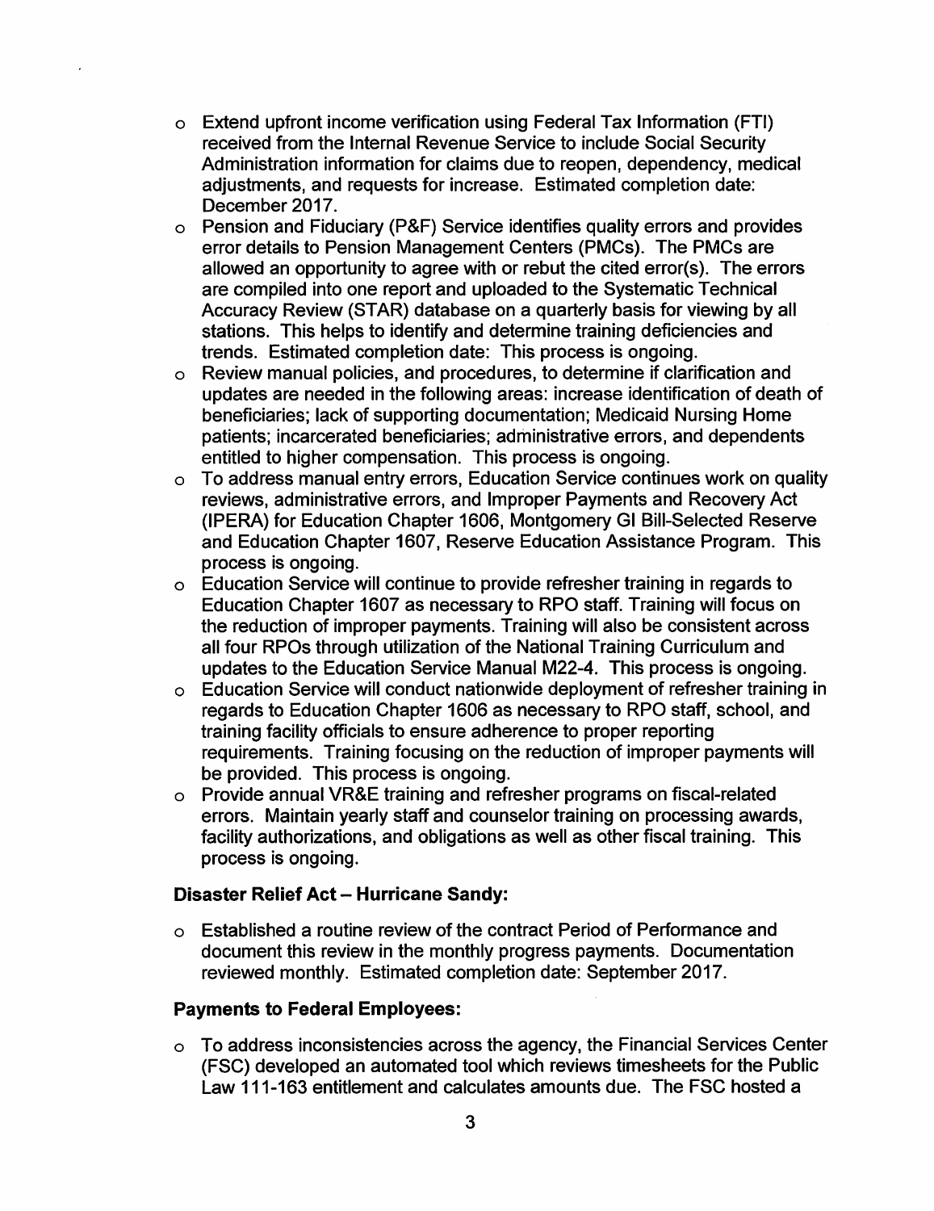- Extend upfront income verification using Federal Tax Information (FTI) received from the Internal Revenue Service to include Social Security Administration information for claims due to reopen, dependency, medical adjustments, and requests for increase. Estimated completion date: December 2017.
- Pension and Fiduciary (P&F) Service identifies quality errors and provides error details to Pension Management Centers (PMCs). The PMCs are allowed an opportunity to agree with or rebut the cited error(s). The errors are compiled into one report and uploaded to the Systematic Technical Accuracy Review (STAR) database on a quarterly basis for viewing by all stations. This helps to identify and determine training deficiencies and trends. Estimated completion date: This process is ongoing.
- Review manual policies, and procedures, to determine if clarification and updates are needed in the following areas: increase identification of death of beneficiaries; lack of supporting documentation; Medicaid Nursing Home patients; incarcerated beneficiaries; administrative errors, and dependents entitled to higher compensation. This process is ongoing.
- To address manual entry errors, Education Service continues work on quality reviews, administrative errors, and Improper Payments and Recovery Act (IPERA) for Education Chapter 1606, Montgomery GI Bill-Selected Reserve and Education Chapter 1607, Reserve Education Assistance Program. This process is ongoing.
- Education Service will continue to provide refresher training in regards to Education Chapter 1607 as necessary to RPO staff. Training will focus on the reduction of improper payments. Training will also be consistent across all four RPOs through utilization of the National Training Curriculum and updates to the Education Service Manual M22-4. This process is ongoing.
- Education Service will conduct nationwide deployment of refresher training in regards to Education Chapter 1606 as necessary to RPO staff, school, and training facility officials to ensure adherence to proper reporting requirements. Training focusing on the reduction of improper payments will be provided. This process is ongoing.
- Provide annual VR&E training and refresher programs on fiscal-related errors. Maintain yearly staff and counselor training on processing awards, facility authorizations, and obligations as well as other fiscal training. This process is ongoing.

**Disaster Relief Act – Hurricane Sandy:**

- Established a routine review of the contract Period of Performance and document this review in the monthly progress payments. Documentation reviewed monthly. Estimated completion date: September 2017.

**Payments to Federal Employees:**

- To address inconsistencies across the agency, the Financial Services Center (FSC) developed an automated tool which reviews timesheets for the Public Law 111-163 entitlement and calculates amounts due. The FSC hosted a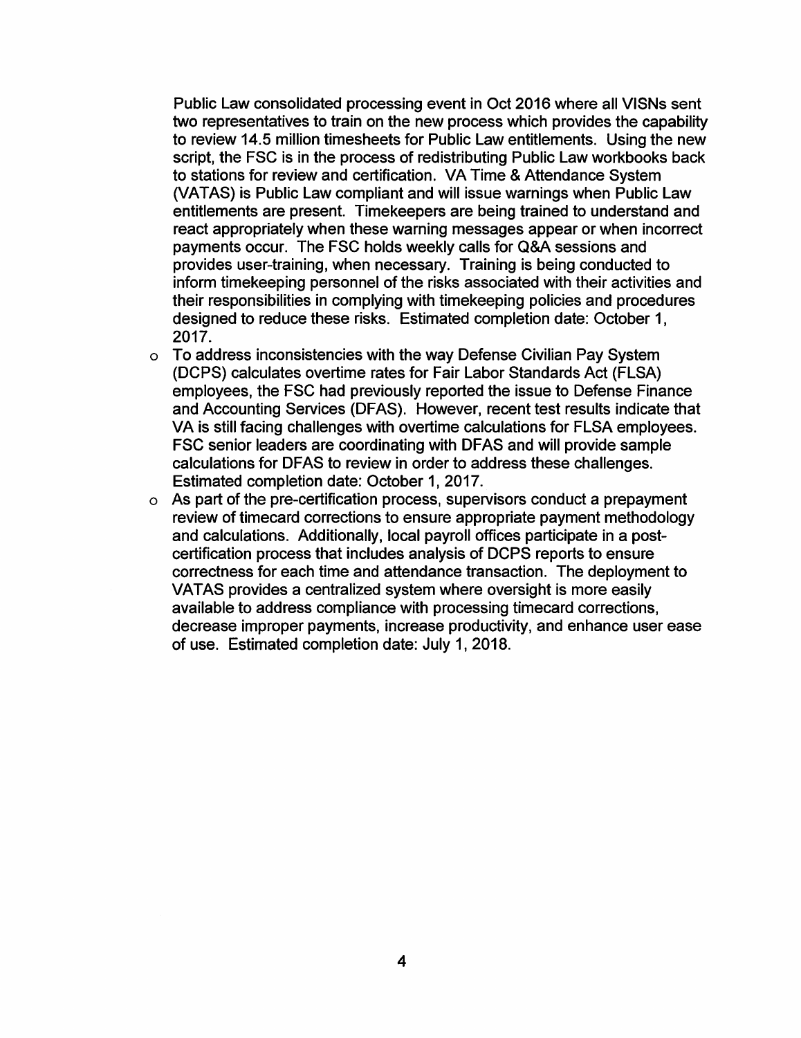Public Law consolidated processing event in Oct 2016 where all VISNs sent two representatives to train on the new process which provides the capability to review 14.5 million timesheets for Public Law entitlements. Using the new script, the FSC is in the process of redistributing Public Law workbooks back to stations for review and certification. VA Time & Attendance System (VATAS) is Public Law compliant and will issue warnings when Public Law entitlements are present. Timekeepers are being trained to understand and react appropriately when these warning messages appear or when incorrect payments occur. The FSC holds weekly calls for Q&A sessions and provides user-training, when necessary. Training is being conducted to inform timekeeping personnel of the risks associated with their activities and their responsibilities in complying with timekeeping policies and procedures designed to reduce these risks. Estimated completion date: October 1, 2017.

- To address inconsistencies with the way Defense Civilian Pay System (DCPS) calculates overtime rates for Fair Labor Standards Act (FLSA) employees, the FSC had previously reported the issue to Defense Finance and Accounting Services (DFAS). However, recent test results indicate that VA is still facing challenges with overtime calculations for FLSA employees. FSC senior leaders are coordinating with DFAS and will provide sample calculations for DFAS to review in order to address these challenges. Estimated completion date: October 1, 2017.
- As part of the pre-certification process, supervisors conduct a prepayment review of timecard corrections to ensure appropriate payment methodology and calculations. Additionally, local payroll offices participate in a post-certification process that includes analysis of DCPS reports to ensure correctness for each time and attendance transaction. The deployment to VATAS provides a centralized system where oversight is more easily available to address compliance with processing timecard corrections, decrease improper payments, increase productivity, and enhance user ease of use. Estimated completion date: July 1, 2018.